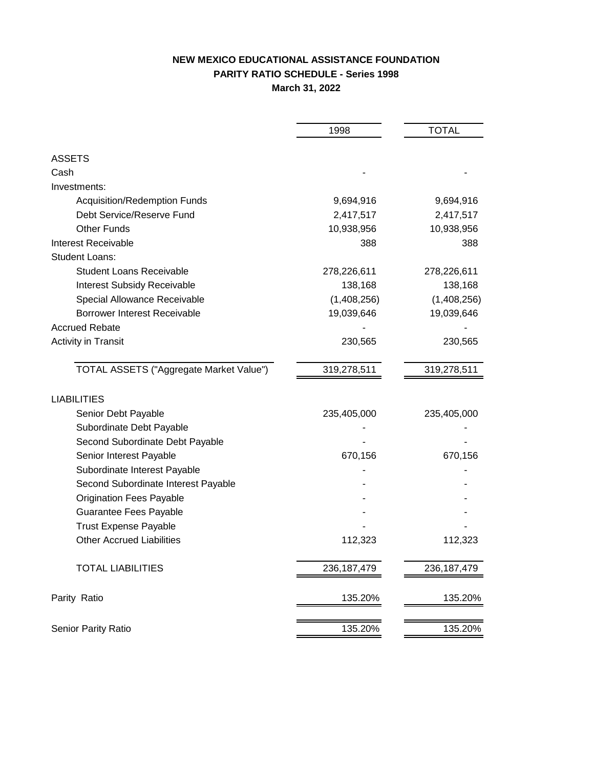# NEW MEXICO EDUCATIONAL ASSISTANCE FOUNDATION

## PARITY RATIO SCHEDULE - Series 1998

### March 31, 2022

| | 1998 | TOTAL |
|---|---|---|
| **ASSETS** | | |
| Cash | - | - |
| Investments: | | |
| Acquisition/Redemption Funds | 9,694,916 | 9,694,916 |
| Debt Service/Reserve Fund | 2,417,517 | 2,417,517 |
| Other Funds | 10,938,956 | 10,938,956 |
| Interest Receivable | 388 | 388 |
| Student Loans: | | |
| Student Loans Receivable | 278,226,611 | 278,226,611 |
| Interest Subsidy Receivable | 138,168 | 138,168 |
| Special Allowance Receivable | (1,408,256) | (1,408,256) |
| Borrower Interest Receivable | 19,039,646 | 19,039,646 |
| Accrued Rebate | - | - |
| Activity in Transit | 230,565 | 230,565 |
| TOTAL ASSETS ("Aggregate Market Value") | 319,278,511 | 319,278,511 |
| **LIABILITIES** | | |
| Senior Debt Payable | 235,405,000 | 235,405,000 |
| Subordinate Debt Payable | - | - |
| Second Subordinate Debt Payable | - | - |
| Senior Interest Payable | 670,156 | 670,156 |
| Subordinate Interest Payable | - | - |
| Second Subordinate Interest Payable | - | - |
| Origination Fees Payable | - | - |
| Guarantee Fees Payable | - | - |
| Trust Expense Payable | - | - |
| Other Accrued Liabilities | 112,323 | 112,323 |
| TOTAL LIABILITIES | 236,187,479 | 236,187,479 |
| Parity Ratio | 135.20% | 135.20% |
| Senior Parity Ratio | 135.20% | 135.20% |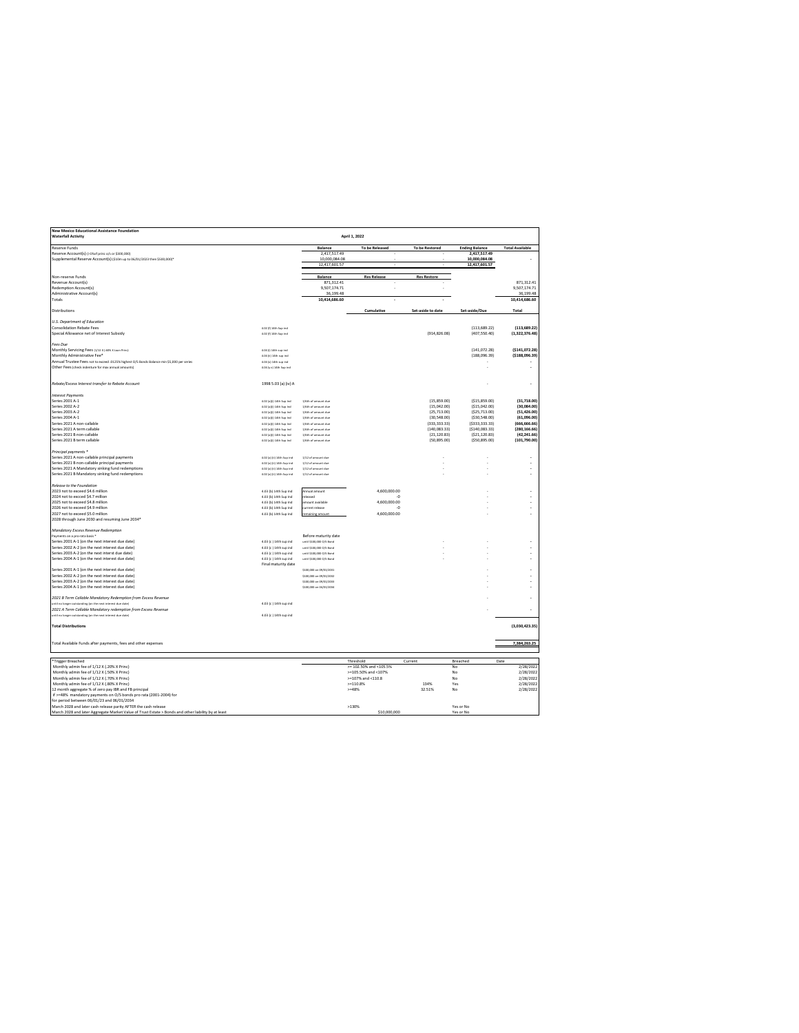**New Mexico Educational Assistance Foundation**
**Waterfall Activity**

**April 1, 2022**

| Reserve Funds | | | Balance | To be Released | To be Restored | Ending Balance | Total Available |
|---|---|---|---|---|---|---|---|
| Reserve Account(s) (>1% of princ o/s or $300,000) | | | 2,417,517.49 | - | - | **2,417,517.49** | |
| Supplemental Reserve Account(s) ($10m up to 06/01/2023 then $500,000)* | | | 10,000,084.08 | - | - | **10,000,084.08** | - |
| | | | 12,417,601.57 | - | - | **12,417,601.57** | |
| | | | | | | | |
| Non-reserve Funds | | | Balance | Res Release | Res Restore | | |
| Revenue Account(s) | | | 871,312.41 | - | - | | 871,312.41 |
| Redemption Account(s) | | | 9,507,174.71 | - | - | | 9,507,174.71 |
| Administrative Account(s) | | | 36,199.48 | | | | 36,199.48 |
| Totals | | | **10,414,686.60** | - | - | | **10,414,686.60** |
| | | | | | | | |
| Distributions | | | | Cumulative | Set-aside to date | Set-aside/Due | Total |
| | | | | | | | |
| *U.S. Department of Education* | | | | | | | |
| Consolidation Rebate Fees | 4.02 (f) 14th Sup Ind | | | | | (113,689.22) | **(113,689.22)** |
| Special Allowance net of Interest Subsidy | 4.02 (f) 14th Sup Ind | | | | (914,826.08) | (407,550.40) | **(1,322,376.48)** |
| | | | | | | | |
| *Fees Due* | | | | | | | |
| Monthly Servicing Fees (1/12 X .60% X Loan Prin) | 4.02 (i) 14th sup ind | | | | | (141,072.28) | **($141,072.28)** |
| Monthly Administrative Fee* | 4.02 (k) 14th sup ind | | | | | (188,096.39) | **($188,096.39)** |
| Annual Trustee Fees not to exceed .0125% highest O/S Bonds Balance min $5,000 per series | 4.02 (a) 14th sup ind | | | | | - | - |
| Other Fees (check indenture for max annual amounts) | 4.02 (b-c) 14th Sup Ind | | | | | - | - |
| | | | | | | | |
| Rebate/Excess Interest transfer to Rebate Account | 1998 5.03 (a) (iv) A | | | | | - | - |
| | | | | | | | |
| *Interest Payments* | | | | | | | |
| Series 2001 A-1 | 4.02 (e)(i) 14th Sup Ind | 1/6th of amount due | | | (15,859.00) | ($15,859.00) | **(31,718.00)** |
| Series 2002 A-2 | 4.02 (e)(i) 14th Sup Ind | 1/6th of amount due | | | (15,042.00) | ($15,042.00) | **(30,084.00)** |
| Series 2003 A-2 | 4.02 (e)(i) 14th Sup Ind | 1/6th of amount due | | | (25,713.00) | ($25,713.00) | **(51,426.00)** |
| Series 2004 A-1 | 4.02 (e)(i) 14th Sup Ind | 1/6th of amount due | | | (30,548.00) | ($30,548.00) | **(61,096.00)** |
| Series 2021 A non-callable | 4.02 (e)(i) 14th Sup Ind | 1/6th of amount due | | | (333,333.33) | ($333,333.33) | **(666,666.66)** |
| Series 2021 A term callable | 4.02 (e)(i) 14th Sup Ind | 1/6th of amount due | | | (140,083.33) | ($140,083.33) | **(280,166.66)** |
| Series 2021 B non-callable | 4.02 (e)(i) 14th Sup Ind | 1/6th of amount due | | | (21,120.83) | ($21,120.83) | **(42,241.66)** |
| Series 2021 B term callable | 4.02 (e)(i) 14th Sup Ind | 1/6th of amount due | | | (50,895.00) | ($50,895.00) | **(101,790.00)** |
| | | | | | | | |
| *Principal payments* * | | | | | | | |
| Series 2021 A non-callable principal payments | 4.02 (e) (ii) 14th Sup Ind | 1/12 of amount due | | | - | - | - |
| Series 2021 B non-callable principal payments | 4.02 (e) (ii) 14th Sup Ind | 1/12 of amount due | | | - | - | - |
| Series 2021 A Mandatory sinking fund redemptions | 4.02 (e) (ii) 14th Sup Ind | 1/12 of amount due | | | - | - | - |
| Series 2021 B Mandatory sinking fund redemptions | 4.02 (e) (ii) 14th Sup Ind | 1/12 of amount due | | | - | - | - |
| | | | | | | | |
| *Release to the Foundation* | | | | | | | |
| 2023 not to exceed $4.6 million | 4.03 (b) 14th Sup Ind | Annual amount | | 4,600,000.00 | | - | - |
| 2024 not to exceed $4.7 million | 4.03 (b) 14th Sup Ind | released | | -0 | | - | - |
| 2025 not to exceed $4.8 million | 4.03 (b) 14th Sup Ind | amount available | | 4,600,000.00 | | - | - |
| 2026 not to exceed $4.9 million | 4.03 (b) 14th Sup Ind | current release | | -0 | | - | - |
| 2027 not to exceed $5.0 million | 4.03 (b) 14th Sup Ind | remaining amount | | 4,600,000.00 | | - | - |
| 2028 through June 2030 and resuming June 2034* | | | | | | | |
| | | | | | | | |
| *Mandatory Excess Revenue Redemption* | | | | | | | |
| Payments on a pro rata basis * | | Before maturity date | | | | | |
| Series 2001 A-1 (on the next interest due date) | 4.03 (c ) 14th Sup Ind | until $100,000 O/S Bond | | | - | - | - |
| Series 2002 A-2 (on the next interest due date) | 4.03 (c ) 14th Sup Ind | until $100,000 O/S Bond | | | - | - | - |
| Series 2003 A-2 (on the next interest due date) | 4.03 (c ) 14th Sup Ind | until $100,000 O/S Bond | | | - | - | - |
| Series 2004 A-1 (on the next interest due date) | 4.03 (c ) 14th Sup Ind | until $100,000 O/S Bond | | | - | - | - |
| | Final maturity date | | | | | | |
| Series 2001 A-1 (on the next interest due date) | | $100,000 on 06/01/2031 | | | | - | - |
| Series 2002 A-2 (on the next interest due date) | | $100,000 on 06/01/2032 | | | | - | - |
| Series 2003 A-2 (on the next interest due date) | | $100,000 on 06/01/2033 | | | | - | - |
| Series 2004 A-1 (on the next interest due date) | | $100,000 on 06/01/2034 | | | | - | - |
| | | | | | | | |
| *2021 B Term Callable Mandatory Redemption from Excess Revenue* | | | | | | - | - |
| until no longer outstanding (on the next interest due date) | 4.03 (c ) 14th Sup Ind | | | | | | |
| *2021 A Term Callable Mandatory redemption from Excess Revenue* | | | | | | - | - |
| until no longer outstanding (on the next interest due date) | 4.03 (c ) 14th Sup Ind | | | | | | |
| | | | | | | | |
| **Total Distributions** | | | | | | | **(3,030,423.35)** |
| | | | | | | | |
| Total Available Funds after payments, fees and other expenses | | | | | | | **7,384,263.25** |

| *Trigger Breached | Threshold | Current | Breached | Date |
|---|---|---|---|---|
| Monthly admin fee of 1/12 X (.20% X Princ) | >= 102.50% and <105.5% | | No | 2/28/2022 |
| Monthly admin fee of 1/12 X (.50% X Princ) | >=105.50% and <107% | | No | 2/28/2022 |
| Monthly admin fee of 1/12 X (.70% X Princ) | >=107% and <110.8 | | No | 2/28/2022 |
| Monthly admin fee of 1/12 X (.80% X Princ) | >=110.8% | 134% | Yes | 2/28/2022 |
| 12 month aggregate % of zero pay IBR and FB principal | >=48% | 32.51% | No | 2/28/2022 |
| if >=48% mandatory payments on O/S bonds pro rata (2001-2004) for | | | | |
| for period between 06/01/23 and 06/01/2034 | | | | |
| March 2028 and later cash release parity AFTER the cash release | >130% | | Yes or No | |
| March 2028 and later Aggregate Market Value of Trust Estate > Bonds and other liability by at least | $10,000,000 | | Yes or No | |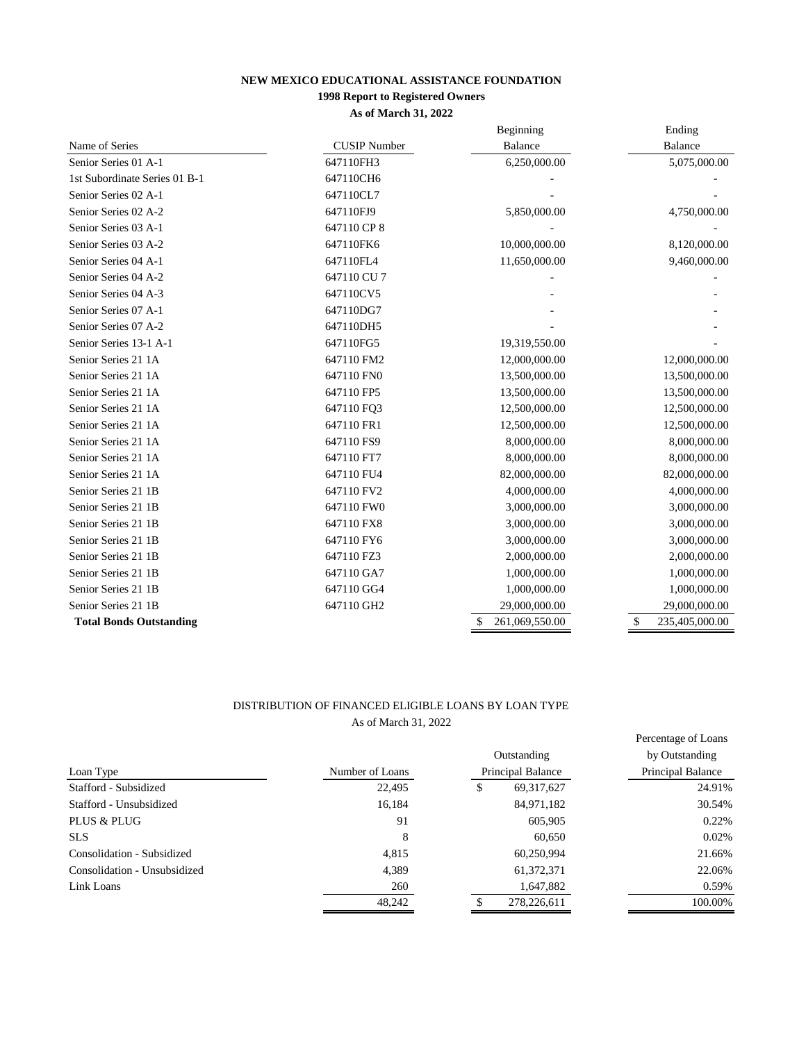**NEW MEXICO EDUCATIONAL ASSISTANCE FOUNDATION**

**1998 Report to Registered Owners**

**As of March 31, 2022**

| Name of Series | CUSIP Number | Beginning Balance | Ending Balance |
|---|---|---|---|
| Senior Series 01 A-1 | 647110FH3 | 6,250,000.00 | 5,075,000.00 |
| 1st Subordinate Series 01 B-1 | 647110CH6 | - | - |
| Senior Series 02 A-1 | 647110CL7 | - | - |
| Senior Series 02 A-2 | 647110FJ9 | 5,850,000.00 | 4,750,000.00 |
| Senior Series 03 A-1 | 647110 CP 8 | - | - |
| Senior Series 03 A-2 | 647110FK6 | 10,000,000.00 | 8,120,000.00 |
| Senior Series 04 A-1 | 647110FL4 | 11,650,000.00 | 9,460,000.00 |
| Senior Series 04 A-2 | 647110 CU 7 | - | - |
| Senior Series 04 A-3 | 647110CV5 | - | - |
| Senior Series 07 A-1 | 647110DG7 | - | - |
| Senior Series 07 A-2 | 647110DH5 | - | - |
| Senior Series 13-1 A-1 | 647110FG5 | 19,319,550.00 | - |
| Senior Series 21 1A | 647110 FM2 | 12,000,000.00 | 12,000,000.00 |
| Senior Series 21 1A | 647110 FN0 | 13,500,000.00 | 13,500,000.00 |
| Senior Series 21 1A | 647110 FP5 | 13,500,000.00 | 13,500,000.00 |
| Senior Series 21 1A | 647110 FQ3 | 12,500,000.00 | 12,500,000.00 |
| Senior Series 21 1A | 647110 FR1 | 12,500,000.00 | 12,500,000.00 |
| Senior Series 21 1A | 647110 FS9 | 8,000,000.00 | 8,000,000.00 |
| Senior Series 21 1A | 647110 FT7 | 8,000,000.00 | 8,000,000.00 |
| Senior Series 21 1A | 647110 FU4 | 82,000,000.00 | 82,000,000.00 |
| Senior Series 21 1B | 647110 FV2 | 4,000,000.00 | 4,000,000.00 |
| Senior Series 21 1B | 647110 FW0 | 3,000,000.00 | 3,000,000.00 |
| Senior Series 21 1B | 647110 FX8 | 3,000,000.00 | 3,000,000.00 |
| Senior Series 21 1B | 647110 FY6 | 3,000,000.00 | 3,000,000.00 |
| Senior Series 21 1B | 647110 FZ3 | 2,000,000.00 | 2,000,000.00 |
| Senior Series 21 1B | 647110 GA7 | 1,000,000.00 | 1,000,000.00 |
| Senior Series 21 1B | 647110 GG4 | 1,000,000.00 | 1,000,000.00 |
| Senior Series 21 1B | 647110 GH2 | 29,000,000.00 | 29,000,000.00 |
| **Total Bonds Outstanding** | | $ 261,069,550.00 | $ 235,405,000.00 |

DISTRIBUTION OF FINANCED ELIGIBLE LOANS BY LOAN TYPE

As of March 31, 2022

| Loan Type | Number of Loans | Outstanding Principal Balance | Percentage of Loans by Outstanding Principal Balance |
|---|---|---|---|
| Stafford - Subsidized | 22,495 | $ 69,317,627 | 24.91% |
| Stafford - Unsubsidized | 16,184 | 84,971,182 | 30.54% |
| PLUS & PLUG | 91 | 605,905 | 0.22% |
| SLS | 8 | 60,650 | 0.02% |
| Consolidation - Subsidized | 4,815 | 60,250,994 | 21.66% |
| Consolidation - Unsubsidized | 4,389 | 61,372,371 | 22.06% |
| Link Loans | 260 | 1,647,882 | 0.59% |
| | 48,242 | $ 278,226,611 | 100.00% |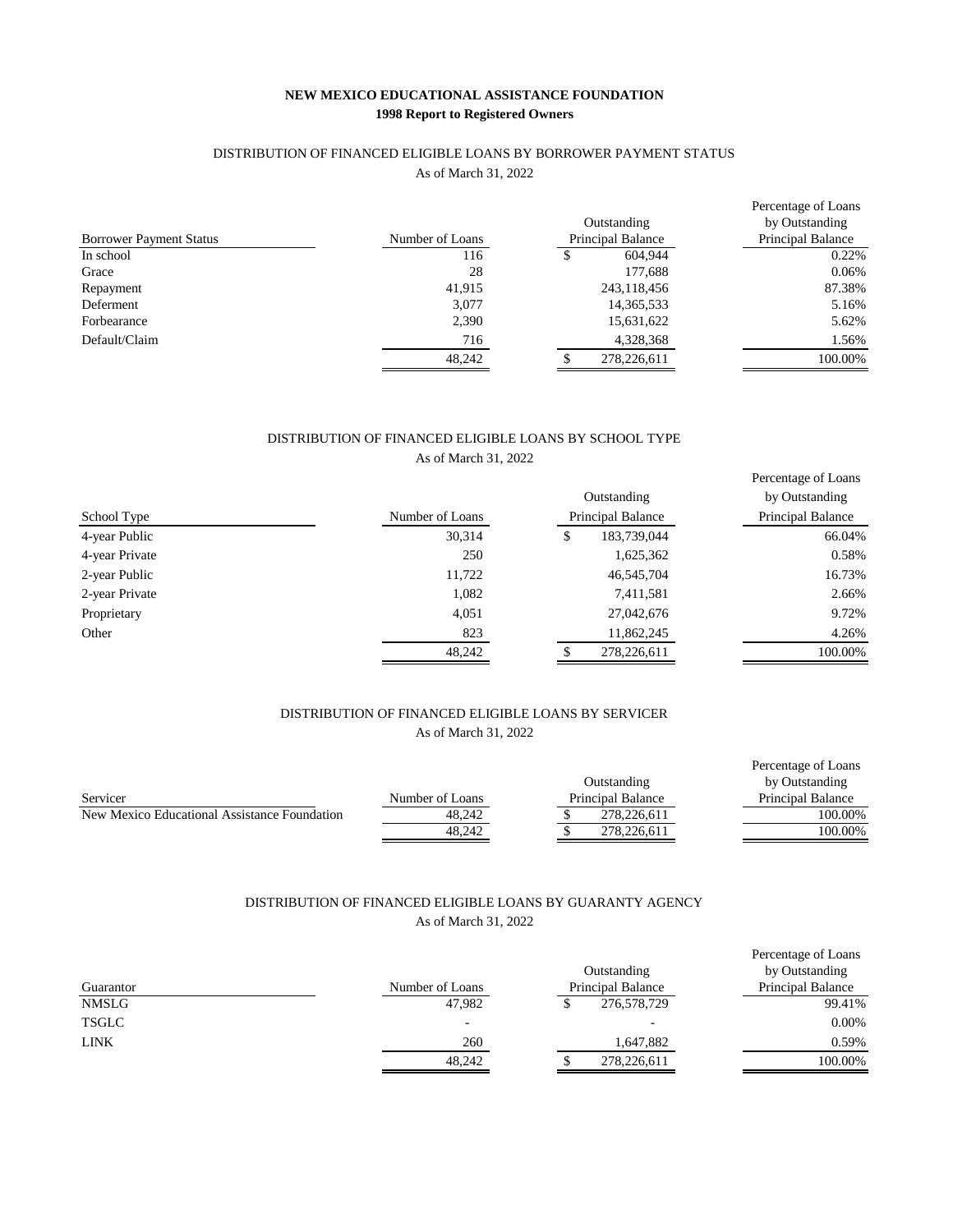**NEW MEXICO EDUCATIONAL ASSISTANCE FOUNDATION**
**1998 Report to Registered Owners**

DISTRIBUTION OF FINANCED ELIGIBLE LOANS BY BORROWER PAYMENT STATUS
As of March 31, 2022

| Borrower Payment Status | Number of Loans | Outstanding Principal Balance | Percentage of Loans by Outstanding Principal Balance |
|---|---|---|---|
| In school | 116 | $ 604,944 | 0.22% |
| Grace | 28 | 177,688 | 0.06% |
| Repayment | 41,915 | 243,118,456 | 87.38% |
| Deferment | 3,077 | 14,365,533 | 5.16% |
| Forbearance | 2,390 | 15,631,622 | 5.62% |
| Default/Claim | 716 | 4,328,368 | 1.56% |
| | 48,242 | $ 278,226,611 | 100.00% |

DISTRIBUTION OF FINANCED ELIGIBLE LOANS BY SCHOOL TYPE
As of March 31, 2022

| School Type | Number of Loans | Outstanding Principal Balance | Percentage of Loans by Outstanding Principal Balance |
|---|---|---|---|
| 4-year Public | 30,314 | $ 183,739,044 | 66.04% |
| 4-year Private | 250 | 1,625,362 | 0.58% |
| 2-year Public | 11,722 | 46,545,704 | 16.73% |
| 2-year Private | 1,082 | 7,411,581 | 2.66% |
| Proprietary | 4,051 | 27,042,676 | 9.72% |
| Other | 823 | 11,862,245 | 4.26% |
| | 48,242 | $ 278,226,611 | 100.00% |

DISTRIBUTION OF FINANCED ELIGIBLE LOANS BY SERVICER
As of March 31, 2022

| Servicer | Number of Loans | Outstanding Principal Balance | Percentage of Loans by Outstanding Principal Balance |
|---|---|---|---|
| New Mexico Educational Assistance Foundation | 48,242 | $ 278,226,611 | 100.00% |
| | 48,242 | $ 278,226,611 | 100.00% |

DISTRIBUTION OF FINANCED ELIGIBLE LOANS BY GUARANTY AGENCY
As of March 31, 2022

| Guarantor | Number of Loans | Outstanding Principal Balance | Percentage of Loans by Outstanding Principal Balance |
|---|---|---|---|
| NMSLG | 47,982 | $ 276,578,729 | 99.41% |
| TSGLC | - | - | 0.00% |
| LINK | 260 | 1,647,882 | 0.59% |
| | 48,242 | $ 278,226,611 | 100.00% |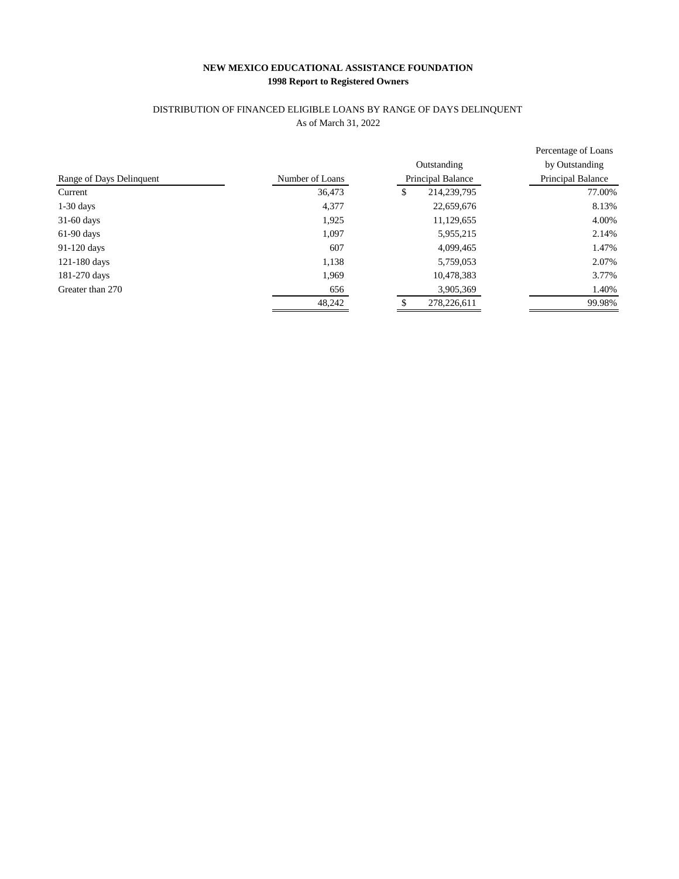**NEW MEXICO EDUCATIONAL ASSISTANCE FOUNDATION**
**1998 Report to Registered Owners**

DISTRIBUTION OF FINANCED ELIGIBLE LOANS BY RANGE OF DAYS DELINQUENT
As of March 31, 2022

| Range of Days Delinquent | Number of Loans | Outstanding Principal Balance | Percentage of Loans by Outstanding Principal Balance |
|---|---|---|---|
| Current | 36,473 | $ 214,239,795 | 77.00% |
| 1-30 days | 4,377 | 22,659,676 | 8.13% |
| 31-60 days | 1,925 | 11,129,655 | 4.00% |
| 61-90 days | 1,097 | 5,955,215 | 2.14% |
| 91-120 days | 607 | 4,099,465 | 1.47% |
| 121-180 days | 1,138 | 5,759,053 | 2.07% |
| 181-270 days | 1,969 | 10,478,383 | 3.77% |
| Greater than 270 | 656 | 3,905,369 | 1.40% |
| | 48,242 | $ 278,226,611 | 99.98% |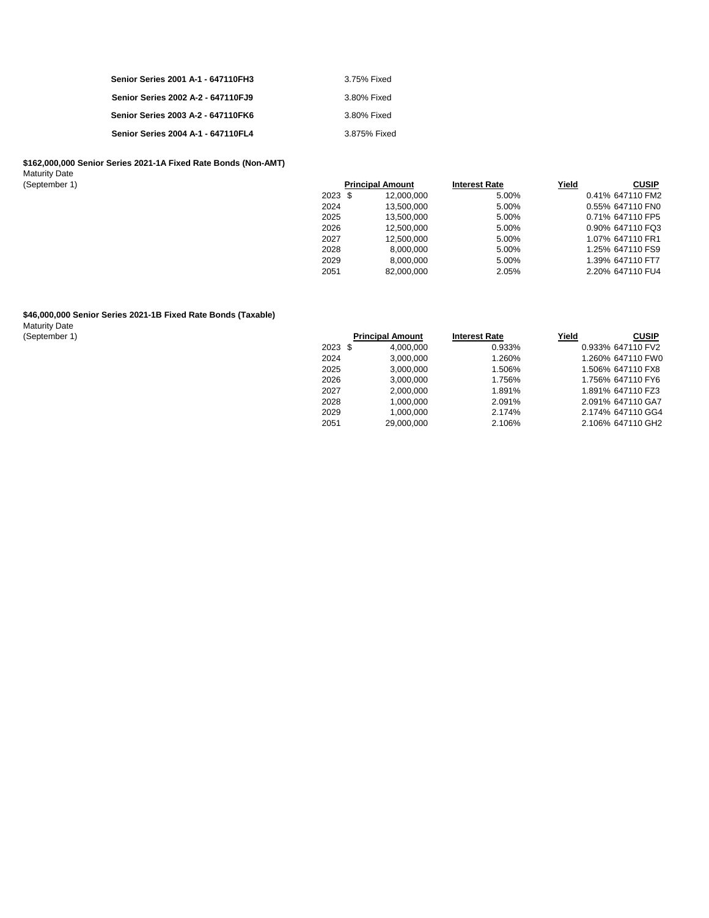| | |
|---|---|
| **Senior Series 2001 A-1 - 647110FH3** | 3.75% Fixed |
| **Senior Series 2002 A-2 - 647110FJ9** | 3.80% Fixed |
| **Senior Series 2003 A-2 - 647110FK6** | 3.80% Fixed |
| **Senior Series 2004 A-1 - 647110FL4** | 3.875% Fixed |

**$162,000,000 Senior Series 2021-1A Fixed Rate Bonds (Non-AMT)**

| Maturity Date (September 1) | Principal Amount | Interest Rate | Yield | CUSIP |
|---|---|---|---|---|
| 2023 | $ 12,000,000 | 5.00% | 0.41% | 647110 FM2 |
| 2024 | 13,500,000 | 5.00% | 0.55% | 647110 FN0 |
| 2025 | 13,500,000 | 5.00% | 0.71% | 647110 FP5 |
| 2026 | 12,500,000 | 5.00% | 0.90% | 647110 FQ3 |
| 2027 | 12,500,000 | 5.00% | 1.07% | 647110 FR1 |
| 2028 | 8,000,000 | 5.00% | 1.25% | 647110 FS9 |
| 2029 | 8,000,000 | 5.00% | 1.39% | 647110 FT7 |
| 2051 | 82,000,000 | 2.05% | 2.20% | 647110 FU4 |

**$46,000,000 Senior Series 2021-1B Fixed Rate Bonds (Taxable)**

| Maturity Date (September 1) | Principal Amount | Interest Rate | Yield | CUSIP |
|---|---|---|---|---|
| 2023 | $ 4,000,000 | 0.933% | 0.933% | 647110 FV2 |
| 2024 | 3,000,000 | 1.260% | 1.260% | 647110 FW0 |
| 2025 | 3,000,000 | 1.506% | 1.506% | 647110 FX8 |
| 2026 | 3,000,000 | 1.756% | 1.756% | 647110 FY6 |
| 2027 | 2,000,000 | 1.891% | 1.891% | 647110 FZ3 |
| 2028 | 1,000,000 | 2.091% | 2.091% | 647110 GA7 |
| 2029 | 1,000,000 | 2.174% | 2.174% | 647110 GG4 |
| 2051 | 29,000,000 | 2.106% | 2.106% | 647110 GH2 |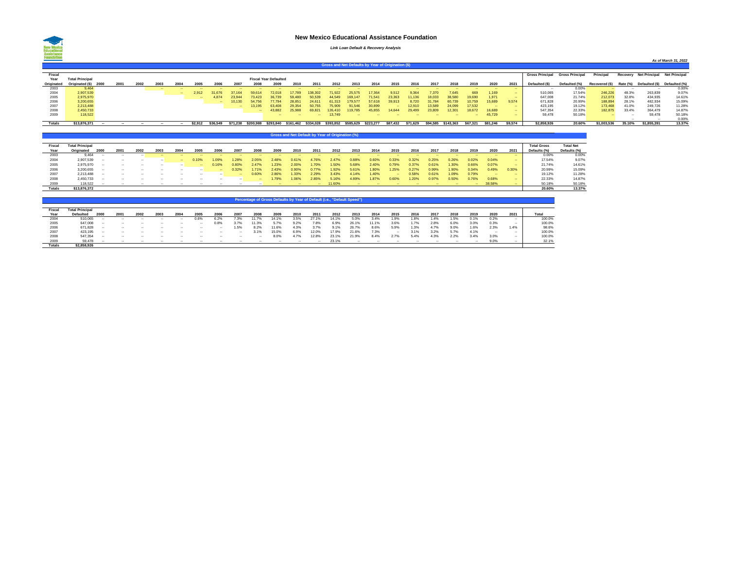# New Mexico Educational Assistance Foundation

*Link Loan Default & Recovery Analysis*

*As of March 31, 2022*

## Gross and Net Defaults by Year of Origination ($)

| Fiscal Year Originated | Total Principal Originated ($) | 2000 | 2001 | 2002 | 2003 | 2004 | 2005 | 2006 | 2007 | 2008 | 2009 | 2010 | 2011 | 2012 | 2013 | 2014 | 2015 | 2016 | 2017 | 2018 | 2019 | 2020 | 2021 | Gross Principal Defaulted ($) | Gross Principal Defaulted (%) | Principal Recovered ($) | Recovery Rate (%) | Net Principal Defaulted ($) | Net Principal Defaulted (%) |
|---|---|---|---|---|---|---|---|---|---|---|---|---|---|---|---|---|---|---|---|---|---|---|---|---|---|---|---|---|---|
| | | | | | | | | | | Fiscal Year Defaulted | | | | | | | | | | | | | | | | | | | |
| 2003 | 9,464 | | | | -- | -- | -- | -- | -- | -- | -- | -- | -- | -- | -- | -- | -- | -- | -- | -- | -- | -- | -- | -- | 0.00% | -- | -- | -- | 0.00% |
| 2004 | 2,907,539 | | | | | -- | 2,912 | 31,676 | 37,164 | 59,614 | 72,018 | 17,789 | 138,302 | 71,922 | 25,575 | 17,364 | 9,512 | 9,364 | 7,370 | 7,645 | 669 | 1,169 | -- | 510,065 | 17.54% | 246,226 | 48.3% | 263,839 | 9.07% |
| 2005 | 2,975,970 | | | | | | -- | 4,874 | 23,944 | 73,423 | 36,739 | 59,480 | 50,539 | 44,549 | 169,147 | 71,541 | 23,363 | 11,136 | 18,033 | 38,580 | 19,690 | 1,971 | -- | 647,008 | 21.74% | 212,073 | 32.8% | 434,935 | 14.61% |
| 2006 | 3,200,655 | | | | | | | -- | 10,130 | 54,756 | 77,794 | 28,851 | 24,611 | 61,313 | 179,577 | 57,618 | 39,913 | 8,720 | 31,784 | 60,739 | 10,759 | 15,689 | 9,574 | 671,828 | 20.99% | 188,894 | 28.1% | 482,934 | 15.09% |
| 2007 | 2,213,488 | | | | | | | | -- | 13,195 | 63,408 | 29,354 | 50,755 | 75,909 | 91,546 | 30,899 | -- | 12,910 | 13,589 | 24,099 | 17,532 | -- | -- | 423,195 | 19.12% | 173,468 | 41.0% | 249,726 | 11.28% |
| 2008 | 2,450,733 | | | | | | | | | -- | 43,882 | 25,988 | 69,821 | 126,410 | 119,785 | 45,855 | 14,644 | 29,499 | 23,809 | 12,301 | 18,672 | 16,689 | -- | 547,354 | 22.33% | 182,875 | 33.4% | 364,479 | 14.87% |
| 2009 | 118,522 | | | | | | | | | | -- | -- | -- | 13,749 | -- | -- | -- | -- | -- | -- | -- | 45,729 | -- | 59,478 | 50.18% | -- | -- | 59,478 | 50.18% |
| | | | | | | | | | | | | | | | | | | | | | | | | | | | -- | -- | 0.00% |
| **Totals** | **$13,876,371** | **--** | **--** | **--** | **--** | **--** | **$2,912** | **$36,549** | **$71,238** | **$200,988** | **$293,840** | **$161,462** | **$334,028** | **$393,852** | **$585,629** | **$223,277** | **$87,432** | **$71,629** | **$94,585** | **$143,363** | **$67,321** | **$81,246** | **$9,574** | **$2,858,926** | **20.60%** | **$1,003,536** | **35.10%** | **$1,855,391** | **13.37%** |

## Gross and Net Default by Year of Origination (%)

| Fiscal Year | Total Principal Originated | 2000 | 2001 | 2002 | 2003 | 2004 | 2005 | 2006 | 2007 | 2008 | 2009 | 2010 | 2011 | 2012 | 2013 | 2014 | 2015 | 2016 | 2017 | 2018 | 2019 | 2020 | 2021 | Total Gross Defaults (%) | Total Net Defaults (%) |
|---|---|---|---|---|---|---|---|---|---|---|---|---|---|---|---|---|---|---|---|---|---|---|---|---|---|
| 2003 | 9,464 | -- | -- | -- | -- | -- | -- | -- | -- | -- | -- | -- | -- | -- | -- | -- | -- | -- | -- | -- | -- | -- | -- | 0.00% | 0.00% |
| 2004 | 2,907,539 | -- | -- | -- | -- | -- | 0.10% | 1.09% | 1.28% | 2.05% | 2.48% | 0.61% | 4.76% | 2.47% | 0.88% | 0.60% | 0.33% | 0.32% | 0.25% | 0.26% | 0.02% | 0.04% | -- | 17.54% | 9.07% |
| 2005 | 2,975,970 | -- | -- | -- | -- | -- | -- | 0.16% | 0.80% | 2.47% | 1.23% | 2.00% | 1.70% | 1.50% | 5.68% | 2.40% | 0.79% | 0.37% | 0.61% | 1.30% | 0.66% | 0.07% | -- | 21.74% | 14.61% |
| 2006 | 3,200,655 | -- | -- | -- | -- | -- | -- | -- | 0.32% | 1.71% | 2.43% | 0.90% | 0.77% | 1.92% | 5.61% | 1.80% | 1.25% | 0.27% | 0.99% | 1.90% | 0.34% | 0.49% | 0.30% | 20.99% | 15.09% |
| 2007 | 2,213,488 | -- | -- | -- | -- | -- | -- | -- | -- | 0.60% | 2.86% | 1.33% | 2.29% | 3.43% | 4.14% | 1.40% | -- | 0.58% | 0.61% | 1.09% | 0.79% | -- | -- | 19.12% | 11.28% |
| 2008 | 2,450,733 | -- | -- | -- | -- | -- | -- | -- | -- | -- | 1.79% | 1.06% | 2.85% | 5.16% | 4.89% | 1.87% | 0.60% | 1.20% | 0.97% | 0.50% | 0.76% | 0.68% | -- | 22.33% | 14.87% |
| 2009 | 118,522 | -- | -- | -- | -- | -- | -- | -- | -- | -- | -- | -- | -- | 11.60% | -- | -- | -- | -- | -- | -- | -- | 38.58% | -- | 50.18% | 50.18% |
| **Totals** | **$13,876,372** | | | | | | | | | | | | | | | | | | | | | | | **20.60%** | **13.37%** |

## Percentage of Gross Defaults by Year of Default (i.e., "Default Speed")

| Fiscal Year | Total Principal Defaulted | 2000 | 2001 | 2002 | 2003 | 2004 | 2005 | 2006 | 2007 | 2008 | 2009 | 2010 | 2011 | 2012 | 2013 | 2014 | 2015 | 2016 | 2017 | 2018 | 2019 | 2020 | 2021 | Total |
|---|---|---|---|---|---|---|---|---|---|---|---|---|---|---|---|---|---|---|---|---|---|---|---|---|
| 2004 | 510,065 | -- | -- | -- | -- | -- | 0.6% | 6.2% | 7.3% | 11.7% | 14.1% | 3.5% | 27.1% | 14.1% | 5.0% | 3.4% | 1.9% | 1.8% | 1.4% | 1.5% | 0.1% | 0.2% | -- | 100.0% |
| 2005 | 647,008 | -- | -- | -- | -- | -- | -- | 0.8% | 3.7% | 11.3% | 5.7% | 9.2% | 7.8% | 6.9% | 26.1% | 11.1% | 3.6% | 1.7% | 2.8% | 6.0% | 3.0% | 0.3% | -- | 100.0% |
| 2006 | 671,828 | -- | -- | -- | -- | -- | -- | -- | 1.5% | 8.2% | 11.6% | 4.3% | 3.7% | 9.1% | 26.7% | 8.6% | 5.9% | 1.3% | 4.7% | 9.0% | 1.6% | 2.3% | 1.4% | 98.6% |
| 2007 | 423,195 | -- | -- | -- | -- | -- | -- | -- | -- | 3.1% | 15.0% | 6.9% | 12.0% | 17.9% | 21.6% | 7.3% | -- | 3.1% | 3.2% | 5.7% | 4.1% | -- | -- | 100.0% |
| 2008 | 547,354 | -- | -- | -- | -- | -- | -- | -- | -- | -- | 8.0% | 4.7% | 12.8% | 23.1% | 21.9% | 8.4% | 2.7% | 5.4% | 4.3% | 2.2% | 3.4% | 3.0% | -- | 100.0% |
| 2009 | 59,478 | -- | -- | -- | -- | -- | -- | -- | -- | -- | -- | -- | -- | 23.1% | -- | -- | -- | -- | -- | -- | -- | 9.0% | -- | 32.1% |
| **Totals** | **$2,858,926** | | | | | | | | | | | | | | | | | | | | | | | |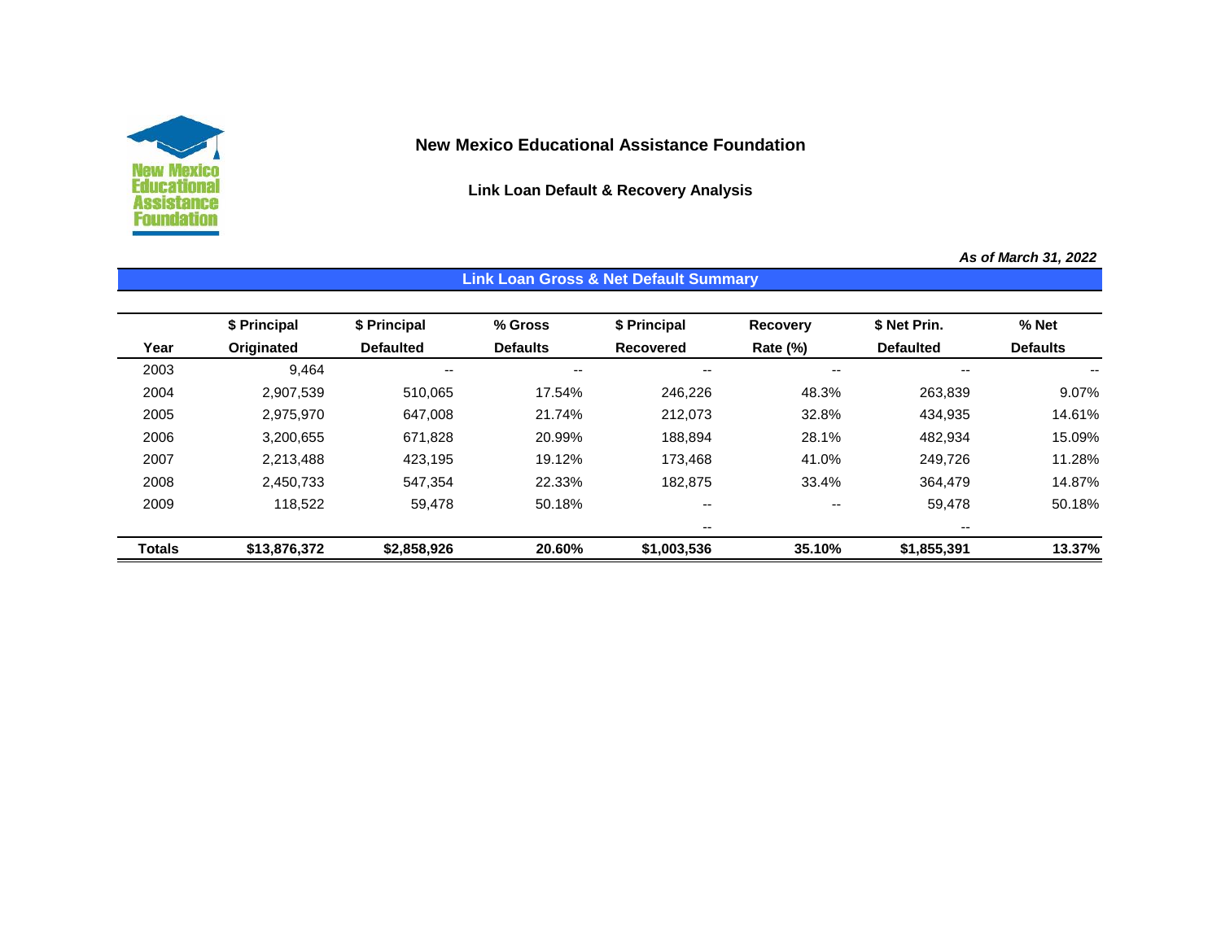# New Mexico Educational Assistance Foundation

## Link Loan Default & Recovery Analysis

*As of March 31, 2022*

### Link Loan Gross & Net Default Summary

| Year | $ Principal Originated | $ Principal Defaulted | % Gross Defaults | $ Principal Recovered | Recovery Rate (%) | $ Net Prin. Defaulted | % Net Defaults |
|---|---|---|---|---|---|---|---|
| 2003 | 9,464 | -- | -- | -- | -- | -- | -- |
| 2004 | 2,907,539 | 510,065 | 17.54% | 246,226 | 48.3% | 263,839 | 9.07% |
| 2005 | 2,975,970 | 647,008 | 21.74% | 212,073 | 32.8% | 434,935 | 14.61% |
| 2006 | 3,200,655 | 671,828 | 20.99% | 188,894 | 28.1% | 482,934 | 15.09% |
| 2007 | 2,213,488 | 423,195 | 19.12% | 173,468 | 41.0% | 249,726 | 11.28% |
| 2008 | 2,450,733 | 547,354 | 22.33% | 182,875 | 33.4% | 364,479 | 14.87% |
| 2009 | 118,522 | 59,478 | 50.18% | -- | -- | 59,478 | 50.18% |
| | | | | -- | | -- | |
| **Totals** | **$13,876,372** | **$2,858,926** | **20.60%** | **$1,003,536** | **35.10%** | **$1,855,391** | **13.37%** |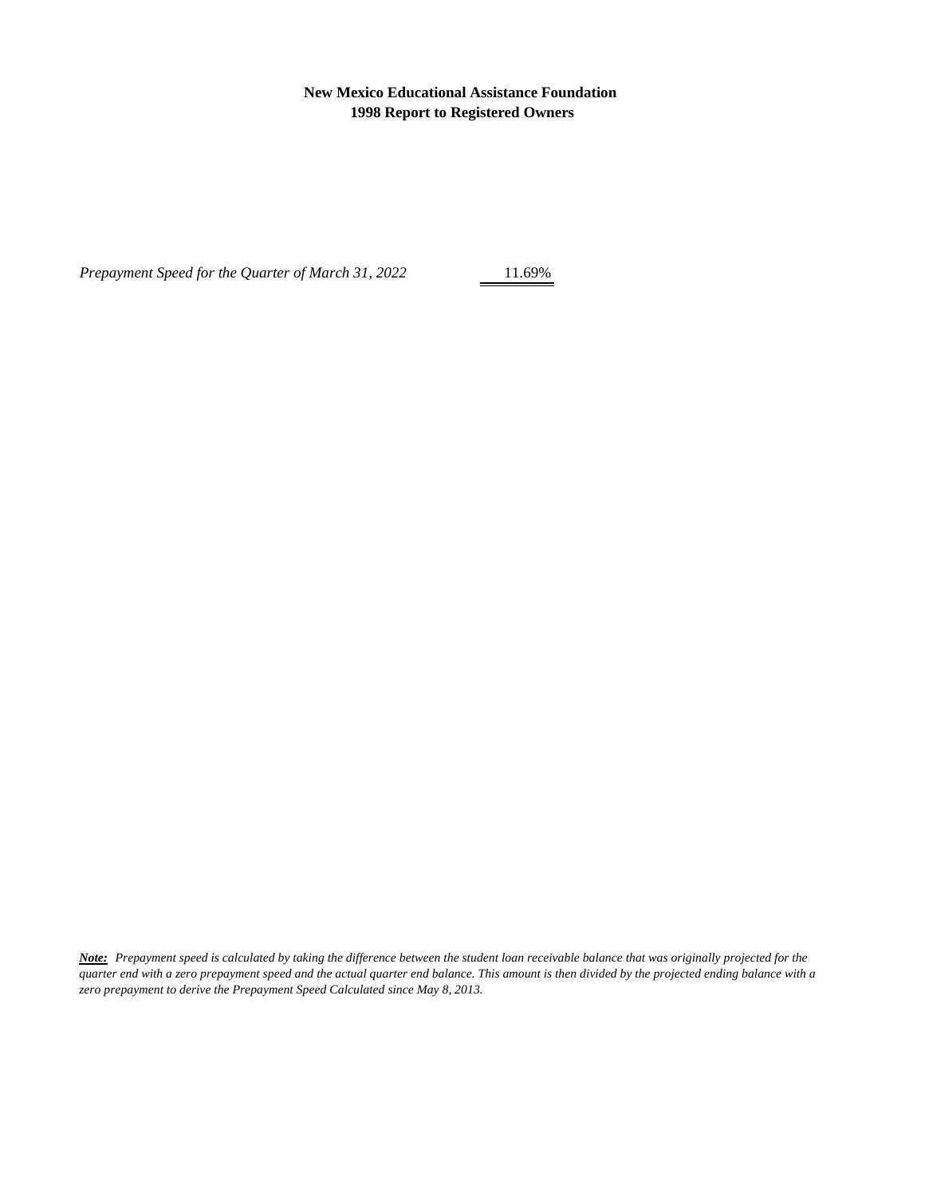**New Mexico Educational Assistance Foundation**
**1998 Report to Registered Owners**

*Prepayment Speed for the Quarter of March 31, 2022* 11.69%

***Note:*** *Prepayment speed is calculated by taking the difference between the student loan receivable balance that was originally projected for the quarter end with a zero prepayment speed and the actual quarter end balance. This amount is then divided by the projected ending balance with a zero prepayment to derive the Prepayment Speed Calculated since May 8, 2013.*